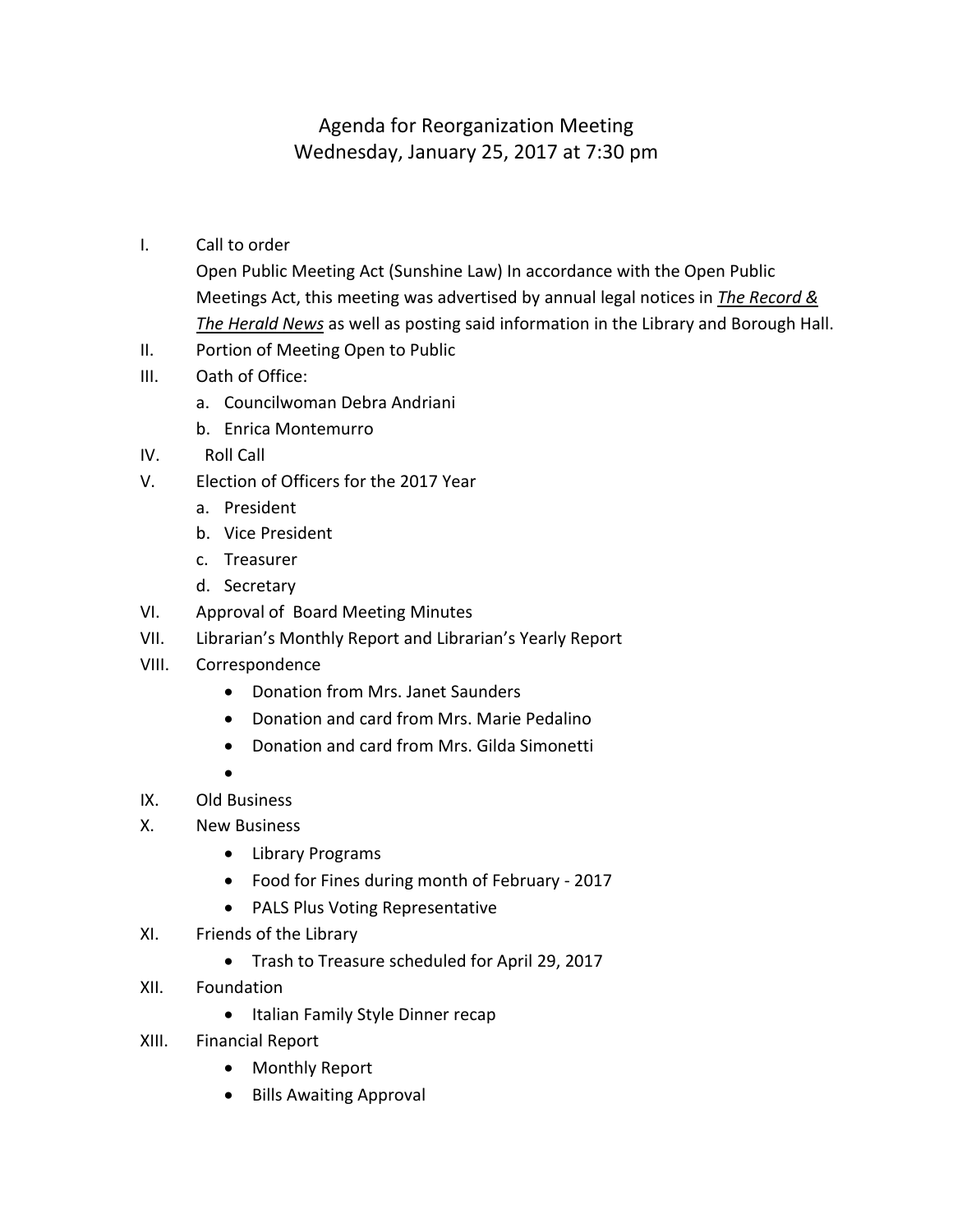# Agenda for Reorganization Meeting
## Wednesday, January 25, 2017 at 7:30 pm

I. Call to order

Open Public Meeting Act (Sunshine Law) In accordance with the Open Public Meetings Act, this meeting was advertised by annual legal notices in ***The Record & The Herald News*** as well as posting said information in the Library and Borough Hall.

II. Portion of Meeting Open to Public

III. Oath of Office:
   a. Councilwoman Debra Andriani
   b. Enrica Montemurro

IV. Roll Call

V. Election of Officers for the 2017 Year
   a. President
   b. Vice President
   c. Treasurer
   d. Secretary

VI. Approval of Board Meeting Minutes

VII. Librarian's Monthly Report and Librarian's Yearly Report

VIII. Correspondence
   - Donation from Mrs. Janet Saunders
   - Donation and card from Mrs. Marie Pedalino
   - Donation and card from Mrs. Gilda Simonetti
   - 

IX. Old Business

X. New Business
   - Library Programs
   - Food for Fines during month of February - 2017
   - PALS Plus Voting Representative

XI. Friends of the Library
   - Trash to Treasure scheduled for April 29, 2017

XII. Foundation
   - Italian Family Style Dinner recap

XIII. Financial Report
   - Monthly Report
   - Bills Awaiting Approval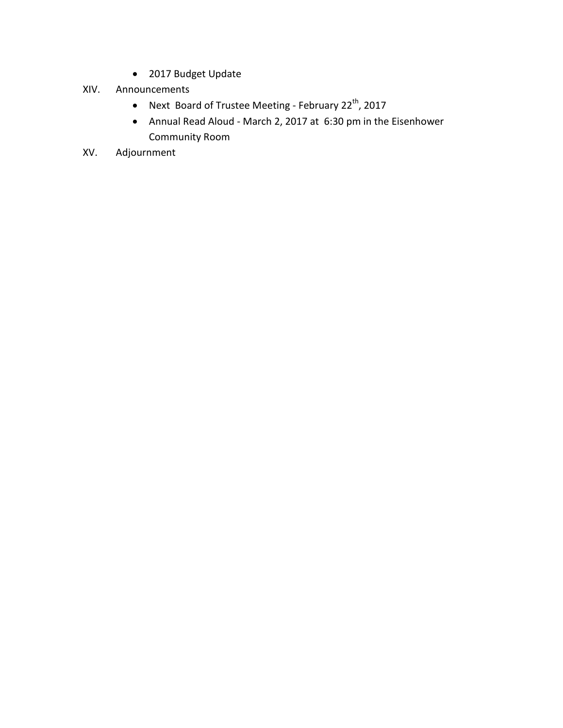- 2017 Budget Update

XIV. Announcements

- Next Board of Trustee Meeting - February 22th, 2017
- Annual Read Aloud - March 2, 2017 at 6:30 pm in the Eisenhower Community Room

XV. Adjournment